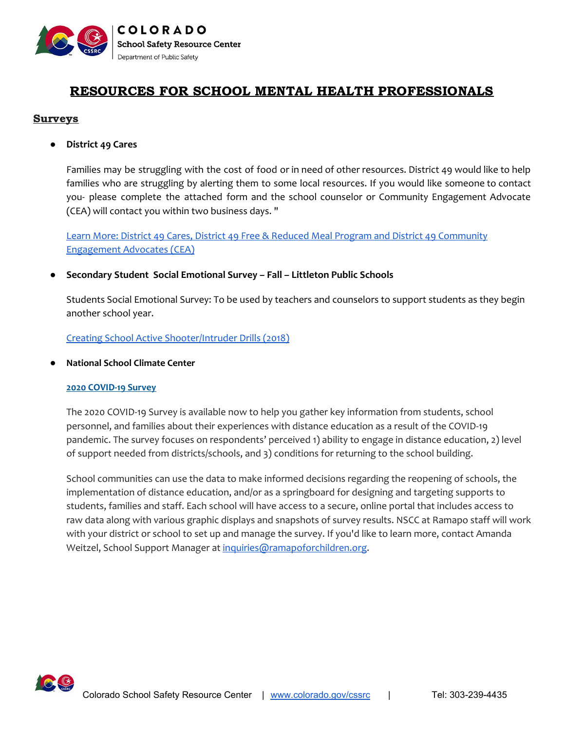# RESOURCES FOR SCHOOL MENTAL HEALTH PROFESSIONALS

## Surveys

- **District 49 Cares**

  Families may be struggling with the cost of food or in need of other resources. District 49 would like to help families who are struggling by alerting them to some local resources. If you would like someone to contact you- please complete the attached form and the school counselor or Community Engagement Advocate (CEA) will contact you within two business days. "

  Learn More: District 49 Cares, District 49 Free & Reduced Meal Program and District 49 Community Engagement Advocates (CEA)

- **Secondary Student Social Emotional Survey – Fall – Littleton Public Schools**

  Students Social Emotional Survey: To be used by teachers and counselors to support students as they begin another school year.

  Creating School Active Shooter/Intruder Drills (2018)

- **National School Climate Center**

  **2020 COVID-19 Survey**

  The 2020 COVID-19 Survey is available now to help you gather key information from students, school personnel, and families about their experiences with distance education as a result of the COVID-19 pandemic. The survey focuses on respondents' perceived 1) ability to engage in distance education, 2) level of support needed from districts/schools, and 3) conditions for returning to the school building.

  School communities can use the data to make informed decisions regarding the reopening of schools, the implementation of distance education, and/or as a springboard for designing and targeting supports to students, families and staff. Each school will have access to a secure, online portal that includes access to raw data along with various graphic displays and snapshots of survey results. NSCC at Ramapo staff will work with your district or school to set up and manage the survey. If you'd like to learn more, contact Amanda Weitzel, School Support Manager at inquiries@ramapoforchildren.org.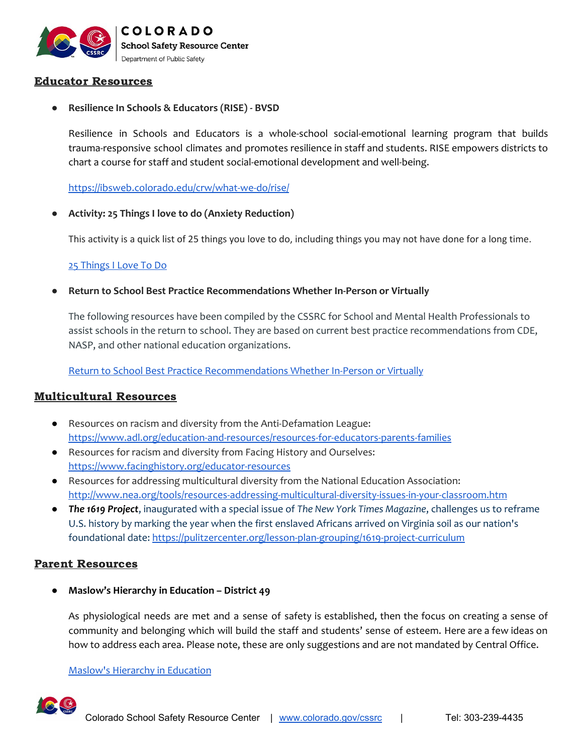## Educator Resources

- **Resilience In Schools & Educators (RISE) - BVSD**

  Resilience in Schools and Educators is a whole-school social-emotional learning program that builds trauma-responsive school climates and promotes resilience in staff and students. RISE empowers districts to chart a course for staff and student social-emotional development and well-being.

  https://ibsweb.colorado.edu/crw/what-we-do/rise/

- **Activity: 25 Things I love to do (Anxiety Reduction)**

  This activity is a quick list of 25 things you love to do, including things you may not have done for a long time.

  25 Things I Love To Do

- **Return to School Best Practice Recommendations Whether In-Person or Virtually**

  The following resources have been compiled by the CSSRC for School and Mental Health Professionals to assist schools in the return to school. They are based on current best practice recommendations from CDE, NASP, and other national education organizations.

  Return to School Best Practice Recommendations Whether In-Person or Virtually

## Multicultural Resources

- Resources on racism and diversity from the Anti-Defamation League: https://www.adl.org/education-and-resources/resources-for-educators-parents-families
- Resources for racism and diversity from Facing History and Ourselves: https://www.facinghistory.org/educator-resources
- Resources for addressing multicultural diversity from the National Education Association: http://www.nea.org/tools/resources-addressing-multicultural-diversity-issues-in-your-classroom.htm
- ***The 1619 Project***, inaugurated with a special issue of *The New York Times Magazine*, challenges us to reframe U.S. history by marking the year when the first enslaved Africans arrived on Virginia soil as our nation's foundational date: https://pulitzercenter.org/lesson-plan-grouping/1619-project-curriculum

## Parent Resources

- **Maslow's Hierarchy in Education – District 49**

  As physiological needs are met and a sense of safety is established, then the focus on creating a sense of community and belonging which will build the staff and students' sense of esteem. Here are a few ideas on how to address each area. Please note, these are only suggestions and are not mandated by Central Office.

  Maslow's Hierarchy in Education